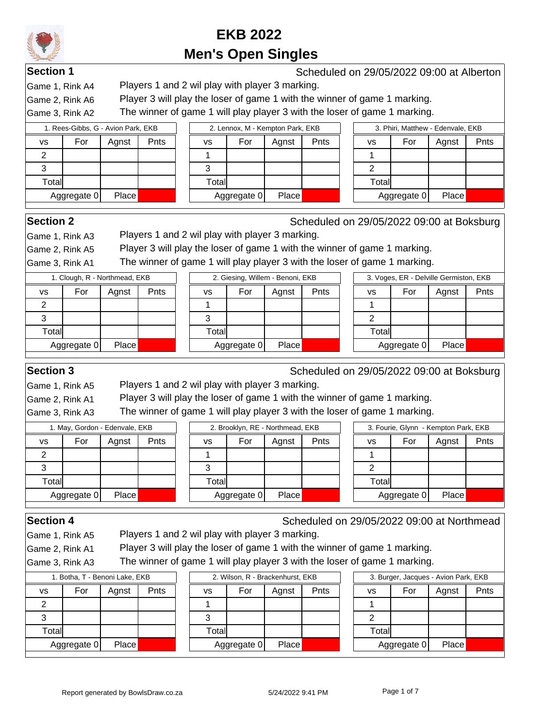# EKB 2022

## Men's Open Singles

### Section 1

Scheduled on 29/05/2022 09:00 at Alberton

Game 1, Rink A4 — Players 1 and 2 wil play with player 3 marking.

Game 2, Rink A6 — Player 3 will play the loser of game 1 with the winner of game 1 marking.

Game 3, Rink A2 — The winner of game 1 will play player 3 with the loser of game 1 marking.

| 1. Rees-Gibbs, G - Avion Park, EKB | | | |
|---|---|---|---|
| vs | For | Agnst | Pnts |
| 2 | | | |
| 3 | | | |
| Total | | | |
| Aggregate 0 | | Place | |

| 2. Lennox, M - Kempton Park, EKB | | | |
|---|---|---|---|
| vs | For | Agnst | Pnts |
| 1 | | | |
| 3 | | | |
| Total | | | |
| Aggregate 0 | | Place | |

| 3. Phiri, Matthew - Edenvale, EKB | | | |
|---|---|---|---|
| vs | For | Agnst | Pnts |
| 1 | | | |
| 2 | | | |
| Total | | | |
| Aggregate 0 | | Place | |

### Section 2

Scheduled on 29/05/2022 09:00 at Boksburg

Game 1, Rink A3 — Players 1 and 2 wil play with player 3 marking.

Game 2, Rink A5 — Player 3 will play the loser of game 1 with the winner of game 1 marking.

Game 3, Rink A1 — The winner of game 1 will play player 3 with the loser of game 1 marking.

| 1. Clough, R - Northmead, EKB | | | |
|---|---|---|---|
| vs | For | Agnst | Pnts |
| 2 | | | |
| 3 | | | |
| Total | | | |
| Aggregate 0 | | Place | |

| 2. Giesing, Willem - Benoni, EKB | | | |
|---|---|---|---|
| vs | For | Agnst | Pnts |
| 1 | | | |
| 3 | | | |
| Total | | | |
| Aggregate 0 | | Place | |

| 3. Voges, ER - Delville Germiston, EKB | | | |
|---|---|---|---|
| vs | For | Agnst | Pnts |
| 1 | | | |
| 2 | | | |
| Total | | | |
| Aggregate 0 | | Place | |

### Section 3

Scheduled on 29/05/2022 09:00 at Boksburg

Game 1, Rink A5 — Players 1 and 2 wil play with player 3 marking.

Game 2, Rink A1 — Player 3 will play the loser of game 1 with the winner of game 1 marking.

Game 3, Rink A3 — The winner of game 1 will play player 3 with the loser of game 1 marking.

| 1. May, Gordon - Edenvale, EKB | | | |
|---|---|---|---|
| vs | For | Agnst | Pnts |
| 2 | | | |
| 3 | | | |
| Total | | | |
| Aggregate 0 | | Place | |

| 2. Brooklyn, RE - Northmead, EKB | | | |
|---|---|---|---|
| vs | For | Agnst | Pnts |
| 1 | | | |
| 3 | | | |
| Total | | | |
| Aggregate 0 | | Place | |

| 3. Fourie, Glynn - Kempton Park, EKB | | | |
|---|---|---|---|
| vs | For | Agnst | Pnts |
| 1 | | | |
| 2 | | | |
| Total | | | |
| Aggregate 0 | | Place | |

### Section 4

Scheduled on 29/05/2022 09:00 at Northmead

Game 1, Rink A5 — Players 1 and 2 wil play with player 3 marking.

Game 2, Rink A1 — Player 3 will play the loser of game 1 with the winner of game 1 marking.

Game 3, Rink A3 — The winner of game 1 will play player 3 with the loser of game 1 marking.

| 1. Botha, T - Benoni Lake, EKB | | | |
|---|---|---|---|
| vs | For | Agnst | Pnts |
| 2 | | | |
| 3 | | | |
| Total | | | |
| Aggregate 0 | | Place | |

| 2. Wilson, R - Brackenhurst, EKB | | | |
|---|---|---|---|
| vs | For | Agnst | Pnts |
| 1 | | | |
| 3 | | | |
| Total | | | |
| Aggregate 0 | | Place | |

| 3. Burger, Jacques - Avion Park, EKB | | | |
|---|---|---|---|
| vs | For | Agnst | Pnts |
| 1 | | | |
| 2 | | | |
| Total | | | |
| Aggregate 0 | | Place | |

Report generated by BowlsDraw.co.za — 5/24/2022 9:41 PM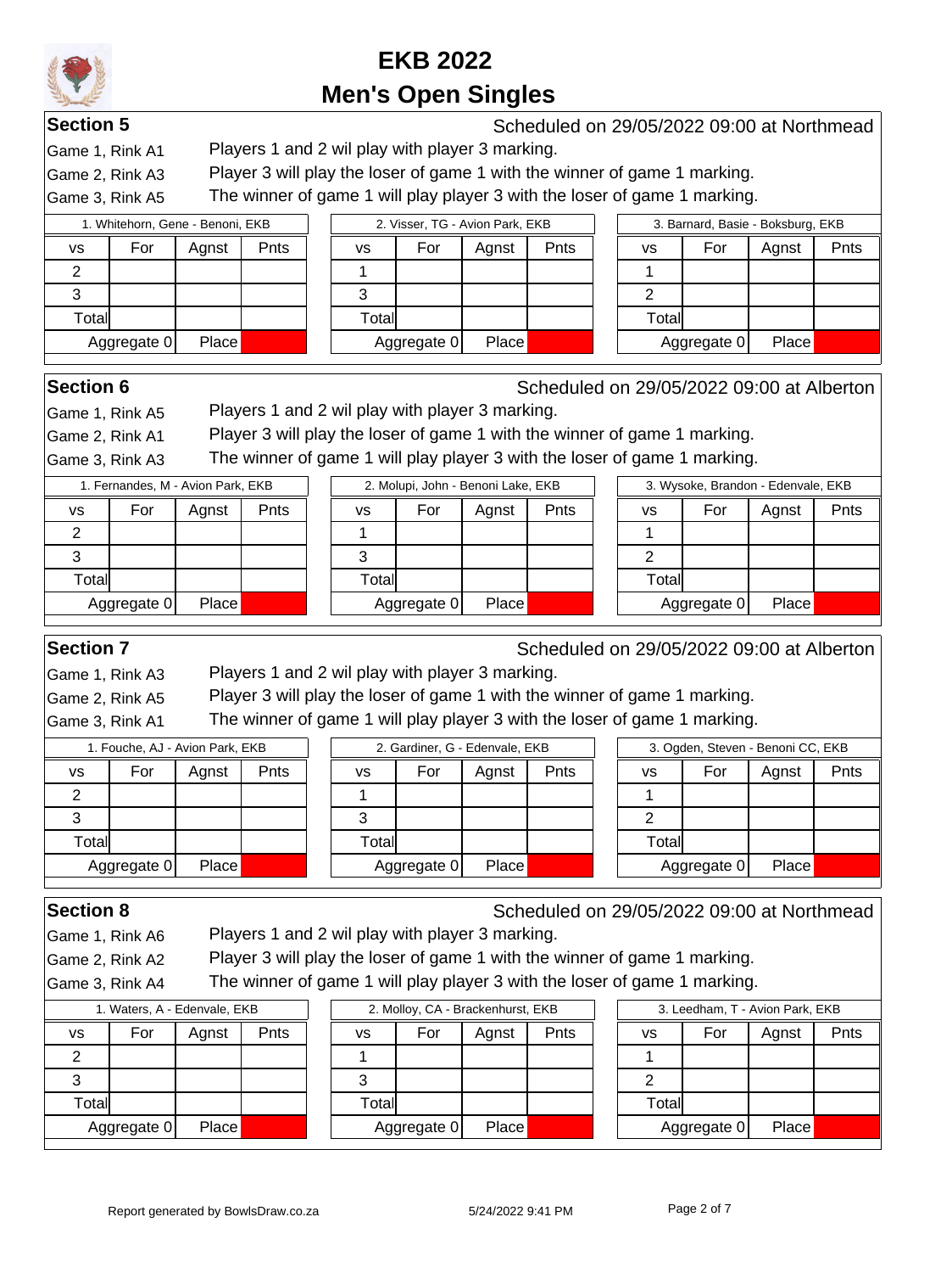# EKB 2022

## Men's Open Singles

### Section 5

Scheduled on 29/05/2022 09:00 at Northmead

Game 1, Rink A1 — Players 1 and 2 wil play with player 3 marking.

Game 2, Rink A3 — Player 3 will play the loser of game 1 with the winner of game 1 marking.

Game 3, Rink A5 — The winner of game 1 will play player 3 with the loser of game 1 marking.

| 1. Whitehorn, Gene - Benoni, EKB | | | |
|---|---|---|---|
| vs | For | Agnst | Pnts |
| 2 | | | |
| 3 | | | |
| Total | | | |
| Aggregate 0 | | Place | |

| 2. Visser, TG - Avion Park, EKB | | | |
|---|---|---|---|
| vs | For | Agnst | Pnts |
| 1 | | | |
| 3 | | | |
| Total | | | |
| Aggregate 0 | | Place | |

| 3. Barnard, Basie - Boksburg, EKB | | | |
|---|---|---|---|
| vs | For | Agnst | Pnts |
| 1 | | | |
| 2 | | | |
| Total | | | |
| Aggregate 0 | | Place | |

### Section 6

Scheduled on 29/05/2022 09:00 at Alberton

Game 1, Rink A5 — Players 1 and 2 wil play with player 3 marking.

Game 2, Rink A1 — Player 3 will play the loser of game 1 with the winner of game 1 marking.

Game 3, Rink A3 — The winner of game 1 will play player 3 with the loser of game 1 marking.

| 1. Fernandes, M - Avion Park, EKB | | | |
|---|---|---|---|
| vs | For | Agnst | Pnts |
| 2 | | | |
| 3 | | | |
| Total | | | |
| Aggregate 0 | | Place | |

| 2. Molupi, John - Benoni Lake, EKB | | | |
|---|---|---|---|
| vs | For | Agnst | Pnts |
| 1 | | | |
| 3 | | | |
| Total | | | |
| Aggregate 0 | | Place | |

| 3. Wysoke, Brandon - Edenvale, EKB | | | |
|---|---|---|---|
| vs | For | Agnst | Pnts |
| 1 | | | |
| 2 | | | |
| Total | | | |
| Aggregate 0 | | Place | |

### Section 7

Scheduled on 29/05/2022 09:00 at Alberton

Game 1, Rink A3 — Players 1 and 2 wil play with player 3 marking.

Game 2, Rink A5 — Player 3 will play the loser of game 1 with the winner of game 1 marking.

Game 3, Rink A1 — The winner of game 1 will play player 3 with the loser of game 1 marking.

| 1. Fouche, AJ - Avion Park, EKB | | | |
|---|---|---|---|
| vs | For | Agnst | Pnts |
| 2 | | | |
| 3 | | | |
| Total | | | |
| Aggregate 0 | | Place | |

| 2. Gardiner, G - Edenvale, EKB | | | |
|---|---|---|---|
| vs | For | Agnst | Pnts |
| 1 | | | |
| 3 | | | |
| Total | | | |
| Aggregate 0 | | Place | |

| 3. Ogden, Steven - Benoni CC, EKB | | | |
|---|---|---|---|
| vs | For | Agnst | Pnts |
| 1 | | | |
| 2 | | | |
| Total | | | |
| Aggregate 0 | | Place | |

### Section 8

Scheduled on 29/05/2022 09:00 at Northmead

Game 1, Rink A6 — Players 1 and 2 wil play with player 3 marking.

Game 2, Rink A2 — Player 3 will play the loser of game 1 with the winner of game 1 marking.

Game 3, Rink A4 — The winner of game 1 will play player 3 with the loser of game 1 marking.

| 1. Waters, A - Edenvale, EKB | | | |
|---|---|---|---|
| vs | For | Agnst | Pnts |
| 2 | | | |
| 3 | | | |
| Total | | | |
| Aggregate 0 | | Place | |

| 2. Molloy, CA - Brackenhurst, EKB | | | |
|---|---|---|---|
| vs | For | Agnst | Pnts |
| 1 | | | |
| 3 | | | |
| Total | | | |
| Aggregate 0 | | Place | |

| 3. Leedham, T - Avion Park, EKB | | | |
|---|---|---|---|
| vs | For | Agnst | Pnts |
| 1 | | | |
| 2 | | | |
| Total | | | |
| Aggregate 0 | | Place | |

Report generated by BowlsDraw.co.za — 5/24/2022 9:41 PM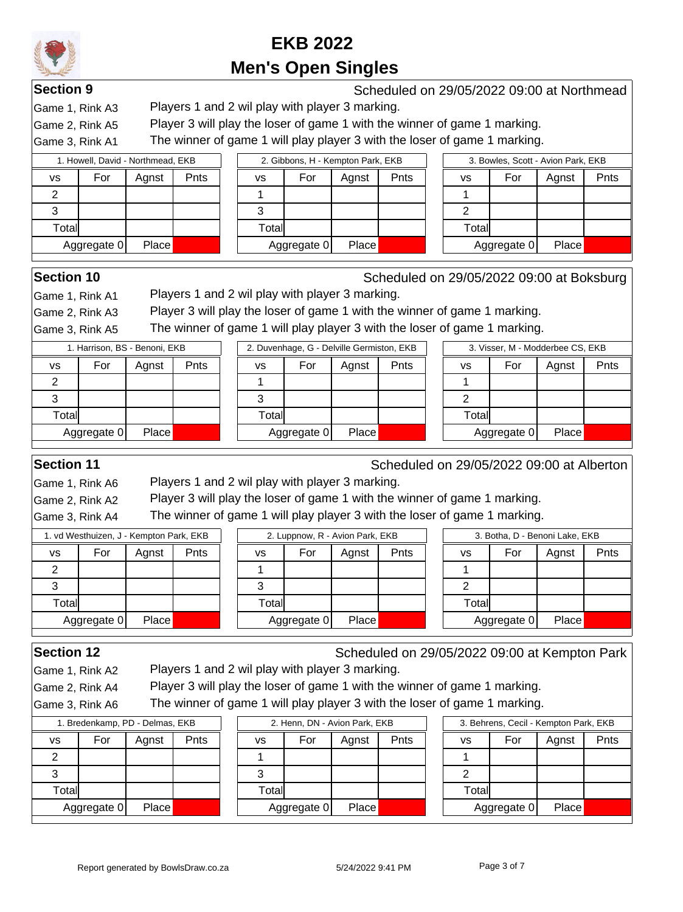# EKB 2022
# Men's Open Singles

## Section 9

Scheduled on 29/05/2022 09:00 at Northmead

Game 1, Rink A3 — Players 1 and 2 wil play with player 3 marking.
Game 2, Rink A5 — Player 3 will play the loser of game 1 with the winner of game 1 marking.
Game 3, Rink A1 — The winner of game 1 will play player 3 with the loser of game 1 marking.

| 1. Howell, David - Northmead, EKB | | | |
|---|---|---|---|
| vs | For | Agnst | Pnts |
| 2 | | | |
| 3 | | | |
| Total | | | |
| Aggregate 0 | | Place | |

| 2. Gibbons, H - Kempton Park, EKB | | | |
|---|---|---|---|
| vs | For | Agnst | Pnts |
| 1 | | | |
| 3 | | | |
| Total | | | |
| Aggregate 0 | | Place | |

| 3. Bowles, Scott - Avion Park, EKB | | | |
|---|---|---|---|
| vs | For | Agnst | Pnts |
| 1 | | | |
| 2 | | | |
| Total | | | |
| Aggregate 0 | | Place | |

## Section 10

Scheduled on 29/05/2022 09:00 at Boksburg

Game 1, Rink A1 — Players 1 and 2 wil play with player 3 marking.
Game 2, Rink A3 — Player 3 will play the loser of game 1 with the winner of game 1 marking.
Game 3, Rink A5 — The winner of game 1 will play player 3 with the loser of game 1 marking.

| 1. Harrison, BS - Benoni, EKB | | | |
|---|---|---|---|
| vs | For | Agnst | Pnts |
| 2 | | | |
| 3 | | | |
| Total | | | |
| Aggregate 0 | | Place | |

| 2. Duvenhage, G - Delville Germiston, EKB | | | |
|---|---|---|---|
| vs | For | Agnst | Pnts |
| 1 | | | |
| 3 | | | |
| Total | | | |
| Aggregate 0 | | Place | |

| 3. Visser, M - Modderbee CS, EKB | | | |
|---|---|---|---|
| vs | For | Agnst | Pnts |
| 1 | | | |
| 2 | | | |
| Total | | | |
| Aggregate 0 | | Place | |

## Section 11

Scheduled on 29/05/2022 09:00 at Alberton

Game 1, Rink A6 — Players 1 and 2 wil play with player 3 marking.
Game 2, Rink A2 — Player 3 will play the loser of game 1 with the winner of game 1 marking.
Game 3, Rink A4 — The winner of game 1 will play player 3 with the loser of game 1 marking.

| 1. vd Westhuizen, J - Kempton Park, EKB | | | |
|---|---|---|---|
| vs | For | Agnst | Pnts |
| 2 | | | |
| 3 | | | |
| Total | | | |
| Aggregate 0 | | Place | |

| 2. Luppnow, R - Avion Park, EKB | | | |
|---|---|---|---|
| vs | For | Agnst | Pnts |
| 1 | | | |
| 3 | | | |
| Total | | | |
| Aggregate 0 | | Place | |

| 3. Botha, D - Benoni Lake, EKB | | | |
|---|---|---|---|
| vs | For | Agnst | Pnts |
| 1 | | | |
| 2 | | | |
| Total | | | |
| Aggregate 0 | | Place | |

## Section 12

Scheduled on 29/05/2022 09:00 at Kempton Park

Game 1, Rink A2 — Players 1 and 2 wil play with player 3 marking.
Game 2, Rink A4 — Player 3 will play the loser of game 1 with the winner of game 1 marking.
Game 3, Rink A6 — The winner of game 1 will play player 3 with the loser of game 1 marking.

| 1. Bredenkamp, PD - Delmas, EKB | | | |
|---|---|---|---|
| vs | For | Agnst | Pnts |
| 2 | | | |
| 3 | | | |
| Total | | | |
| Aggregate 0 | | Place | |

| 2. Henn, DN - Avion Park, EKB | | | |
|---|---|---|---|
| vs | For | Agnst | Pnts |
| 1 | | | |
| 3 | | | |
| Total | | | |
| Aggregate 0 | | Place | |

| 3. Behrens, Cecil - Kempton Park, EKB | | | |
|---|---|---|---|
| vs | For | Agnst | Pnts |
| 1 | | | |
| 2 | | | |
| Total | | | |
| Aggregate 0 | | Place | |

Report generated by BowlsDraw.co.za 5/24/2022 9:41 PM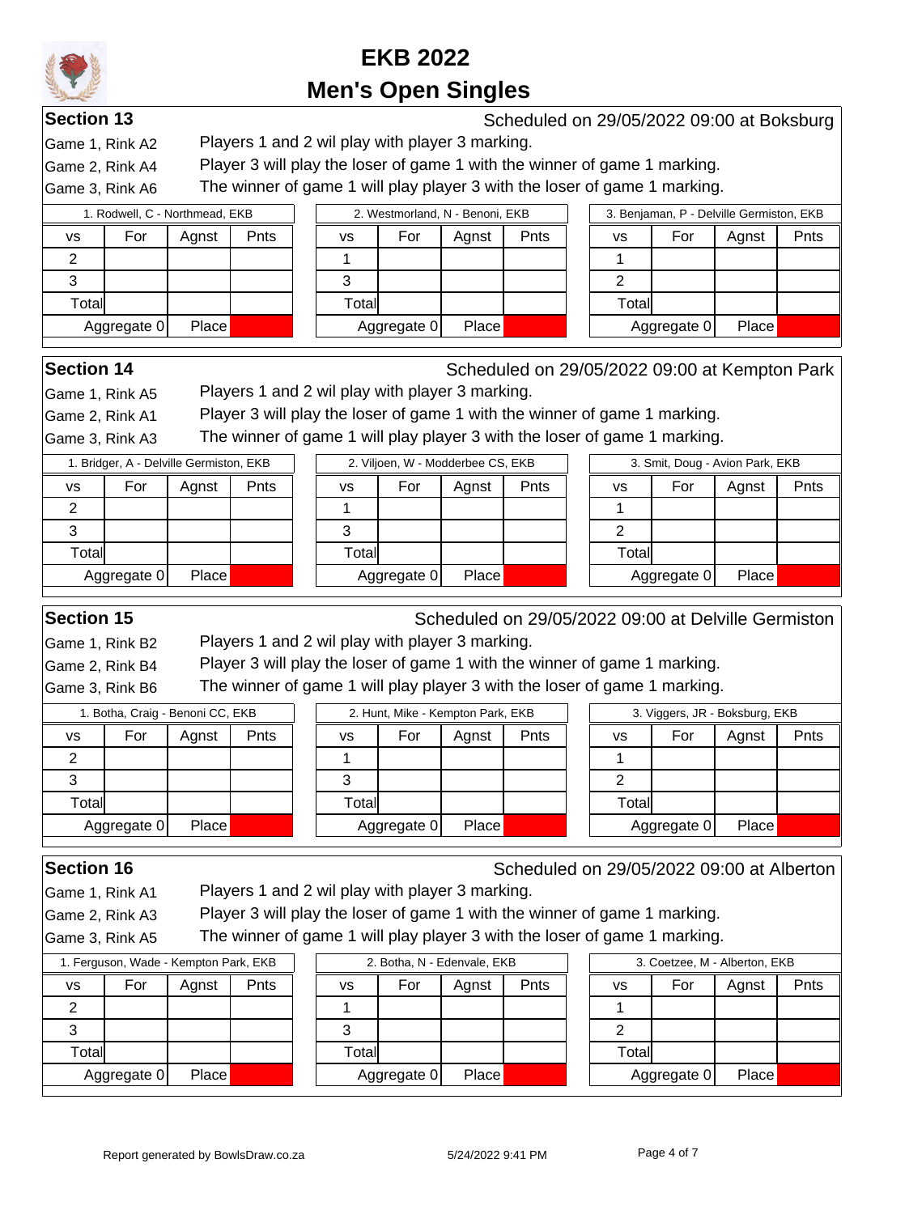# EKB 2022

## Men's Open Singles

### Section 13

Scheduled on 29/05/2022 09:00 at Boksburg

Game 1, Rink A2 — Players 1 and 2 wil play with player 3 marking.

Game 2, Rink A4 — Player 3 will play the loser of game 1 with the winner of game 1 marking.

Game 3, Rink A6 — The winner of game 1 will play player 3 with the loser of game 1 marking.

| 1. Rodwell, C - Northmead, EKB | | | |
|---|---|---|---|
| vs | For | Agnst | Pnts |
| 2 | | | |
| 3 | | | |
| Total | | | |
| Aggregate 0 | | Place | |

| 2. Westmorland, N - Benoni, EKB | | | |
|---|---|---|---|
| vs | For | Agnst | Pnts |
| 1 | | | |
| 3 | | | |
| Total | | | |
| Aggregate 0 | | Place | |

| 3. Benjaman, P - Delville Germiston, EKB | | | |
|---|---|---|---|
| vs | For | Agnst | Pnts |
| 1 | | | |
| 2 | | | |
| Total | | | |
| Aggregate 0 | | Place | |

### Section 14

Scheduled on 29/05/2022 09:00 at Kempton Park

Game 1, Rink A5 — Players 1 and 2 wil play with player 3 marking.

Game 2, Rink A1 — Player 3 will play the loser of game 1 with the winner of game 1 marking.

Game 3, Rink A3 — The winner of game 1 will play player 3 with the loser of game 1 marking.

| 1. Bridger, A - Delville Germiston, EKB | | | |
|---|---|---|---|
| vs | For | Agnst | Pnts |
| 2 | | | |
| 3 | | | |
| Total | | | |
| Aggregate 0 | | Place | |

| 2. Viljoen, W - Modderbee CS, EKB | | | |
|---|---|---|---|
| vs | For | Agnst | Pnts |
| 1 | | | |
| 3 | | | |
| Total | | | |
| Aggregate 0 | | Place | |

| 3. Smit, Doug - Avion Park, EKB | | | |
|---|---|---|---|
| vs | For | Agnst | Pnts |
| 1 | | | |
| 2 | | | |
| Total | | | |
| Aggregate 0 | | Place | |

### Section 15

Scheduled on 29/05/2022 09:00 at Delville Germiston

Game 1, Rink B2 — Players 1 and 2 wil play with player 3 marking.

Game 2, Rink B4 — Player 3 will play the loser of game 1 with the winner of game 1 marking.

Game 3, Rink B6 — The winner of game 1 will play player 3 with the loser of game 1 marking.

| 1. Botha, Craig - Benoni CC, EKB | | | |
|---|---|---|---|
| vs | For | Agnst | Pnts |
| 2 | | | |
| 3 | | | |
| Total | | | |
| Aggregate 0 | | Place | |

| 2. Hunt, Mike - Kempton Park, EKB | | | |
|---|---|---|---|
| vs | For | Agnst | Pnts |
| 1 | | | |
| 3 | | | |
| Total | | | |
| Aggregate 0 | | Place | |

| 3. Viggers, JR - Boksburg, EKB | | | |
|---|---|---|---|
| vs | For | Agnst | Pnts |
| 1 | | | |
| 2 | | | |
| Total | | | |
| Aggregate 0 | | Place | |

### Section 16

Scheduled on 29/05/2022 09:00 at Alberton

Game 1, Rink A1 — Players 1 and 2 wil play with player 3 marking.

Game 2, Rink A3 — Player 3 will play the loser of game 1 with the winner of game 1 marking.

Game 3, Rink A5 — The winner of game 1 will play player 3 with the loser of game 1 marking.

| 1. Ferguson, Wade - Kempton Park, EKB | | | |
|---|---|---|---|
| vs | For | Agnst | Pnts |
| 2 | | | |
| 3 | | | |
| Total | | | |
| Aggregate 0 | | Place | |

| 2. Botha, N - Edenvale, EKB | | | |
|---|---|---|---|
| vs | For | Agnst | Pnts |
| 1 | | | |
| 3 | | | |
| Total | | | |
| Aggregate 0 | | Place | |

| 3. Coetzee, M - Alberton, EKB | | | |
|---|---|---|---|
| vs | For | Agnst | Pnts |
| 1 | | | |
| 2 | | | |
| Total | | | |
| Aggregate 0 | | Place | |

Report generated by BowlsDraw.co.za — 5/24/2022 9:41 PM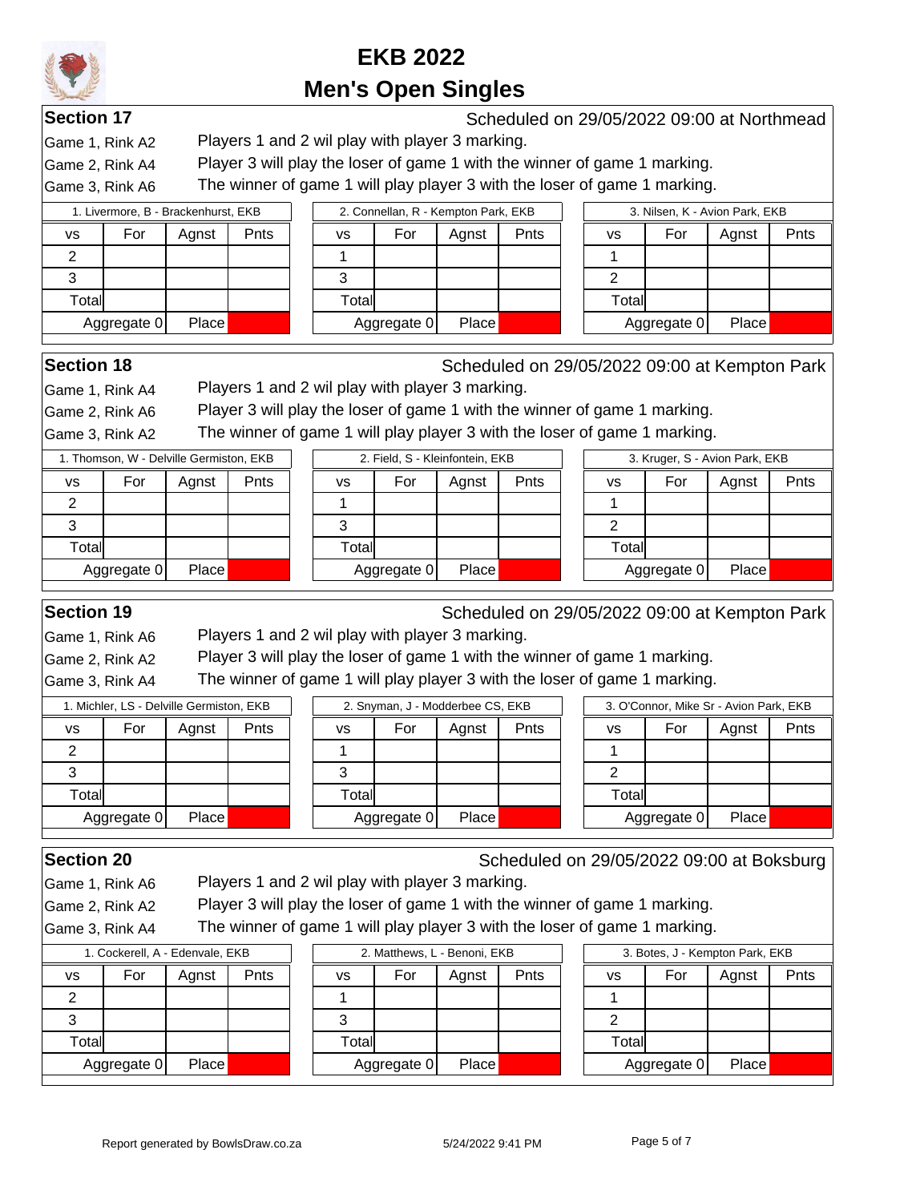# EKB 2022

## Men's Open Singles

### Section 17

Scheduled on 29/05/2022 09:00 at Northmead

Game 1, Rink A2 — Players 1 and 2 wil play with player 3 marking.

Game 2, Rink A4 — Player 3 will play the loser of game 1 with the winner of game 1 marking.

Game 3, Rink A6 — The winner of game 1 will play player 3 with the loser of game 1 marking.

| 1. Livermore, B - Brackenhurst, EKB | | | |
|---|---|---|---|
| vs | For | Agnst | Pnts |
| 2 | | | |
| 3 | | | |
| Total | | | |
| Aggregate 0 | | Place | |

| 2. Connellan, R - Kempton Park, EKB | | | |
|---|---|---|---|
| vs | For | Agnst | Pnts |
| 1 | | | |
| 3 | | | |
| Total | | | |
| Aggregate 0 | | Place | |

| 3. Nilsen, K - Avion Park, EKB | | | |
|---|---|---|---|
| vs | For | Agnst | Pnts |
| 1 | | | |
| 2 | | | |
| Total | | | |
| Aggregate 0 | | Place | |

### Section 18

Scheduled on 29/05/2022 09:00 at Kempton Park

Game 1, Rink A4 — Players 1 and 2 wil play with player 3 marking.

Game 2, Rink A6 — Player 3 will play the loser of game 1 with the winner of game 1 marking.

Game 3, Rink A2 — The winner of game 1 will play player 3 with the loser of game 1 marking.

| 1. Thomson, W - Delville Germiston, EKB | | | |
|---|---|---|---|
| vs | For | Agnst | Pnts |
| 2 | | | |
| 3 | | | |
| Total | | | |
| Aggregate 0 | | Place | |

| 2. Field, S - Kleinfontein, EKB | | | |
|---|---|---|---|
| vs | For | Agnst | Pnts |
| 1 | | | |
| 3 | | | |
| Total | | | |
| Aggregate 0 | | Place | |

| 3. Kruger, S - Avion Park, EKB | | | |
|---|---|---|---|
| vs | For | Agnst | Pnts |
| 1 | | | |
| 2 | | | |
| Total | | | |
| Aggregate 0 | | Place | |

### Section 19

Scheduled on 29/05/2022 09:00 at Kempton Park

Game 1, Rink A6 — Players 1 and 2 wil play with player 3 marking.

Game 2, Rink A2 — Player 3 will play the loser of game 1 with the winner of game 1 marking.

Game 3, Rink A4 — The winner of game 1 will play player 3 with the loser of game 1 marking.

| 1. Michler, LS - Delville Germiston, EKB | | | |
|---|---|---|---|
| vs | For | Agnst | Pnts |
| 2 | | | |
| 3 | | | |
| Total | | | |
| Aggregate 0 | | Place | |

| 2. Snyman, J - Modderbee CS, EKB | | | |
|---|---|---|---|
| vs | For | Agnst | Pnts |
| 1 | | | |
| 3 | | | |
| Total | | | |
| Aggregate 0 | | Place | |

| 3. O'Connor, Mike Sr - Avion Park, EKB | | | |
|---|---|---|---|
| vs | For | Agnst | Pnts |
| 1 | | | |
| 2 | | | |
| Total | | | |
| Aggregate 0 | | Place | |

### Section 20

Scheduled on 29/05/2022 09:00 at Boksburg

Game 1, Rink A6 — Players 1 and 2 wil play with player 3 marking.

Game 2, Rink A2 — Player 3 will play the loser of game 1 with the winner of game 1 marking.

Game 3, Rink A4 — The winner of game 1 will play player 3 with the loser of game 1 marking.

| 1. Cockerell, A - Edenvale, EKB | | | |
|---|---|---|---|
| vs | For | Agnst | Pnts |
| 2 | | | |
| 3 | | | |
| Total | | | |
| Aggregate 0 | | Place | |

| 2. Matthews, L - Benoni, EKB | | | |
|---|---|---|---|
| vs | For | Agnst | Pnts |
| 1 | | | |
| 3 | | | |
| Total | | | |
| Aggregate 0 | | Place | |

| 3. Botes, J - Kempton Park, EKB | | | |
|---|---|---|---|
| vs | For | Agnst | Pnts |
| 1 | | | |
| 2 | | | |
| Total | | | |
| Aggregate 0 | | Place | |

Report generated by BowlsDraw.co.za — 5/24/2022 9:41 PM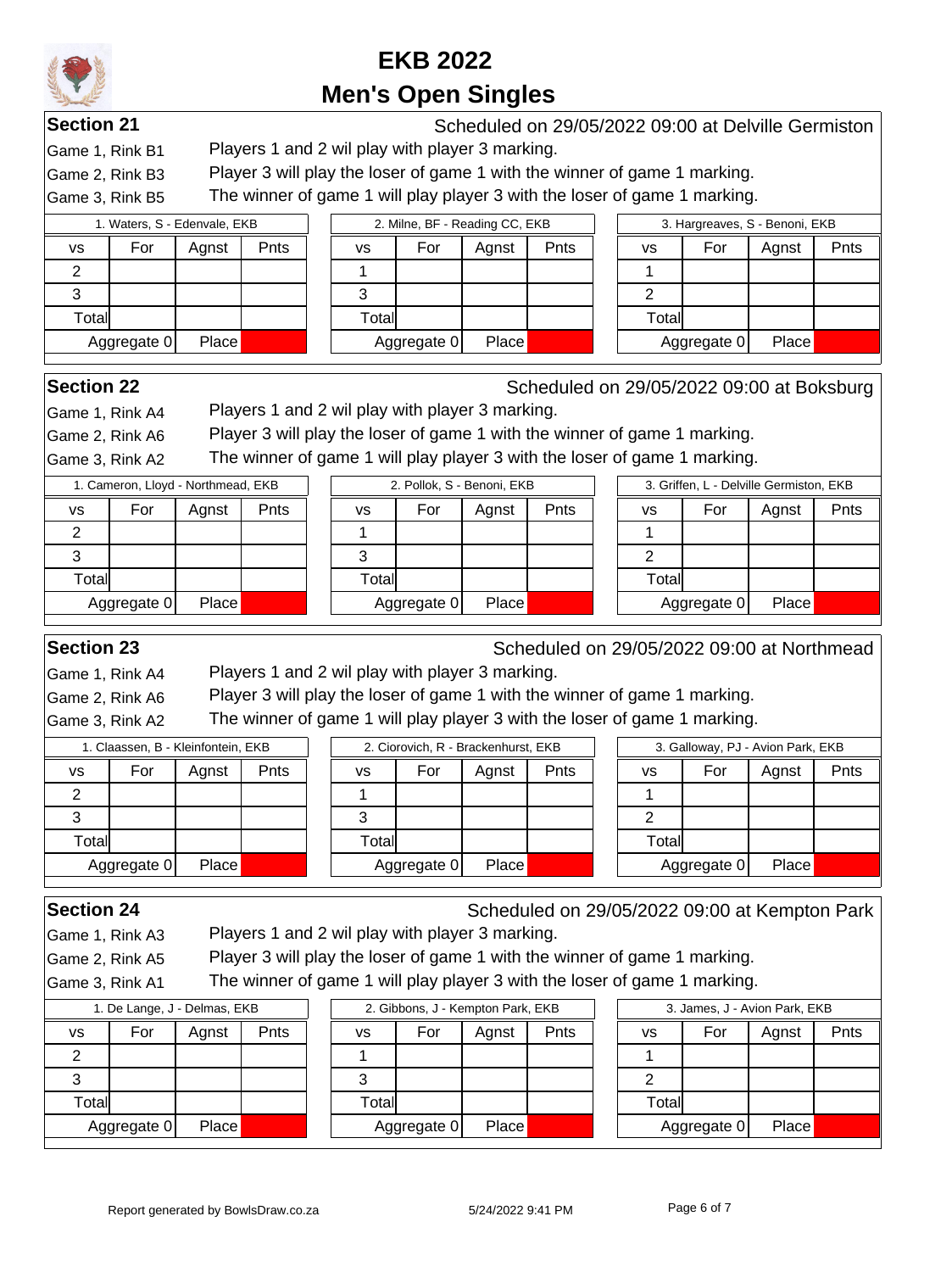# EKB 2022

## Men's Open Singles

### Section 21

Scheduled on 29/05/2022 09:00 at Delville Germiston

Game 1, Rink B1 — Players 1 and 2 wil play with player 3 marking.

Game 2, Rink B3 — Player 3 will play the loser of game 1 with the winner of game 1 marking.

Game 3, Rink B5 — The winner of game 1 will play player 3 with the loser of game 1 marking.

| 1. Waters, S - Edenvale, EKB | | | |
|---|---|---|---|
| vs | For | Agnst | Pnts |
| 2 | | | |
| 3 | | | |
| Total | | | |
| Aggregate 0 | | Place | |

| 2. Milne, BF - Reading CC, EKB | | | |
|---|---|---|---|
| vs | For | Agnst | Pnts |
| 1 | | | |
| 3 | | | |
| Total | | | |
| Aggregate 0 | | Place | |

| 3. Hargreaves, S - Benoni, EKB | | | |
|---|---|---|---|
| vs | For | Agnst | Pnts |
| 1 | | | |
| 2 | | | |
| Total | | | |
| Aggregate 0 | | Place | |

### Section 22

Scheduled on 29/05/2022 09:00 at Boksburg

Game 1, Rink A4 — Players 1 and 2 wil play with player 3 marking.

Game 2, Rink A6 — Player 3 will play the loser of game 1 with the winner of game 1 marking.

Game 3, Rink A2 — The winner of game 1 will play player 3 with the loser of game 1 marking.

| 1. Cameron, Lloyd - Northmead, EKB | | | |
|---|---|---|---|
| vs | For | Agnst | Pnts |
| 2 | | | |
| 3 | | | |
| Total | | | |
| Aggregate 0 | | Place | |

| 2. Pollok, S - Benoni, EKB | | | |
|---|---|---|---|
| vs | For | Agnst | Pnts |
| 1 | | | |
| 3 | | | |
| Total | | | |
| Aggregate 0 | | Place | |

| 3. Griffen, L - Delville Germiston, EKB | | | |
|---|---|---|---|
| vs | For | Agnst | Pnts |
| 1 | | | |
| 2 | | | |
| Total | | | |
| Aggregate 0 | | Place | |

### Section 23

Scheduled on 29/05/2022 09:00 at Northmead

Game 1, Rink A4 — Players 1 and 2 wil play with player 3 marking.

Game 2, Rink A6 — Player 3 will play the loser of game 1 with the winner of game 1 marking.

Game 3, Rink A2 — The winner of game 1 will play player 3 with the loser of game 1 marking.

| 1. Claassen, B - Kleinfontein, EKB | | | |
|---|---|---|---|
| vs | For | Agnst | Pnts |
| 2 | | | |
| 3 | | | |
| Total | | | |
| Aggregate 0 | | Place | |

| 2. Ciorovich, R - Brackenhurst, EKB | | | |
|---|---|---|---|
| vs | For | Agnst | Pnts |
| 1 | | | |
| 3 | | | |
| Total | | | |
| Aggregate 0 | | Place | |

| 3. Galloway, PJ - Avion Park, EKB | | | |
|---|---|---|---|
| vs | For | Agnst | Pnts |
| 1 | | | |
| 2 | | | |
| Total | | | |
| Aggregate 0 | | Place | |

### Section 24

Scheduled on 29/05/2022 09:00 at Kempton Park

Game 1, Rink A3 — Players 1 and 2 wil play with player 3 marking.

Game 2, Rink A5 — Player 3 will play the loser of game 1 with the winner of game 1 marking.

Game 3, Rink A1 — The winner of game 1 will play player 3 with the loser of game 1 marking.

| 1. De Lange, J - Delmas, EKB | | | |
|---|---|---|---|
| vs | For | Agnst | Pnts |
| 2 | | | |
| 3 | | | |
| Total | | | |
| Aggregate 0 | | Place | |

| 2. Gibbons, J - Kempton Park, EKB | | | |
|---|---|---|---|
| vs | For | Agnst | Pnts |
| 1 | | | |
| 3 | | | |
| Total | | | |
| Aggregate 0 | | Place | |

| 3. James, J - Avion Park, EKB | | | |
|---|---|---|---|
| vs | For | Agnst | Pnts |
| 1 | | | |
| 2 | | | |
| Total | | | |
| Aggregate 0 | | Place | |

Report generated by BowlsDraw.co.za — 5/24/2022 9:41 PM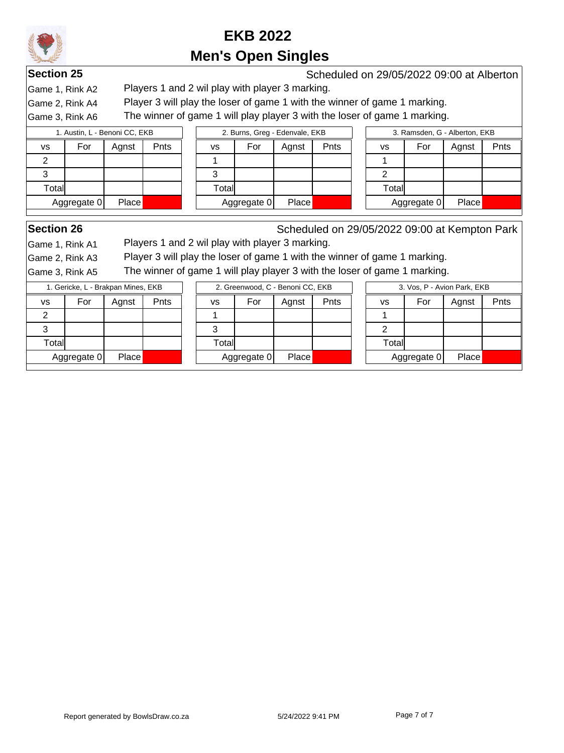# EKB 2022

## Men's Open Singles

### Section 25

Scheduled on 29/05/2022 09:00 at Alberton

Game 1, Rink A2 — Players 1 and 2 wil play with player 3 marking.

Game 2, Rink A4 — Player 3 will play the loser of game 1 with the winner of game 1 marking.

Game 3, Rink A6 — The winner of game 1 will play player 3 with the loser of game 1 marking.

| 1. Austin, L - Benoni CC, EKB | | | |
|---|---|---|---|
| vs | For | Agnst | Pnts |
| 2 | | | |
| 3 | | | |
| Total | | | |
| Aggregate 0 | | Place | |

| 2. Burns, Greg - Edenvale, EKB | | | |
|---|---|---|---|
| vs | For | Agnst | Pnts |
| 1 | | | |
| 3 | | | |
| Total | | | |
| Aggregate 0 | | Place | |

| 3. Ramsden, G - Alberton, EKB | | | |
|---|---|---|---|
| vs | For | Agnst | Pnts |
| 1 | | | |
| 2 | | | |
| Total | | | |
| Aggregate 0 | | Place | |

### Section 26

Scheduled on 29/05/2022 09:00 at Kempton Park

Game 1, Rink A1 — Players 1 and 2 wil play with player 3 marking.

Game 2, Rink A3 — Player 3 will play the loser of game 1 with the winner of game 1 marking.

Game 3, Rink A5 — The winner of game 1 will play player 3 with the loser of game 1 marking.

| 1. Gericke, L - Brakpan Mines, EKB | | | |
|---|---|---|---|
| vs | For | Agnst | Pnts |
| 2 | | | |
| 3 | | | |
| Total | | | |
| Aggregate 0 | | Place | |

| 2. Greenwood, C - Benoni CC, EKB | | | |
|---|---|---|---|
| vs | For | Agnst | Pnts |
| 1 | | | |
| 3 | | | |
| Total | | | |
| Aggregate 0 | | Place | |

| 3. Vos, P - Avion Park, EKB | | | |
|---|---|---|---|
| vs | For | Agnst | Pnts |
| 1 | | | |
| 2 | | | |
| Total | | | |
| Aggregate 0 | | Place | |

Report generated by BowlsDraw.co.za 5/24/2022 9:41 PM